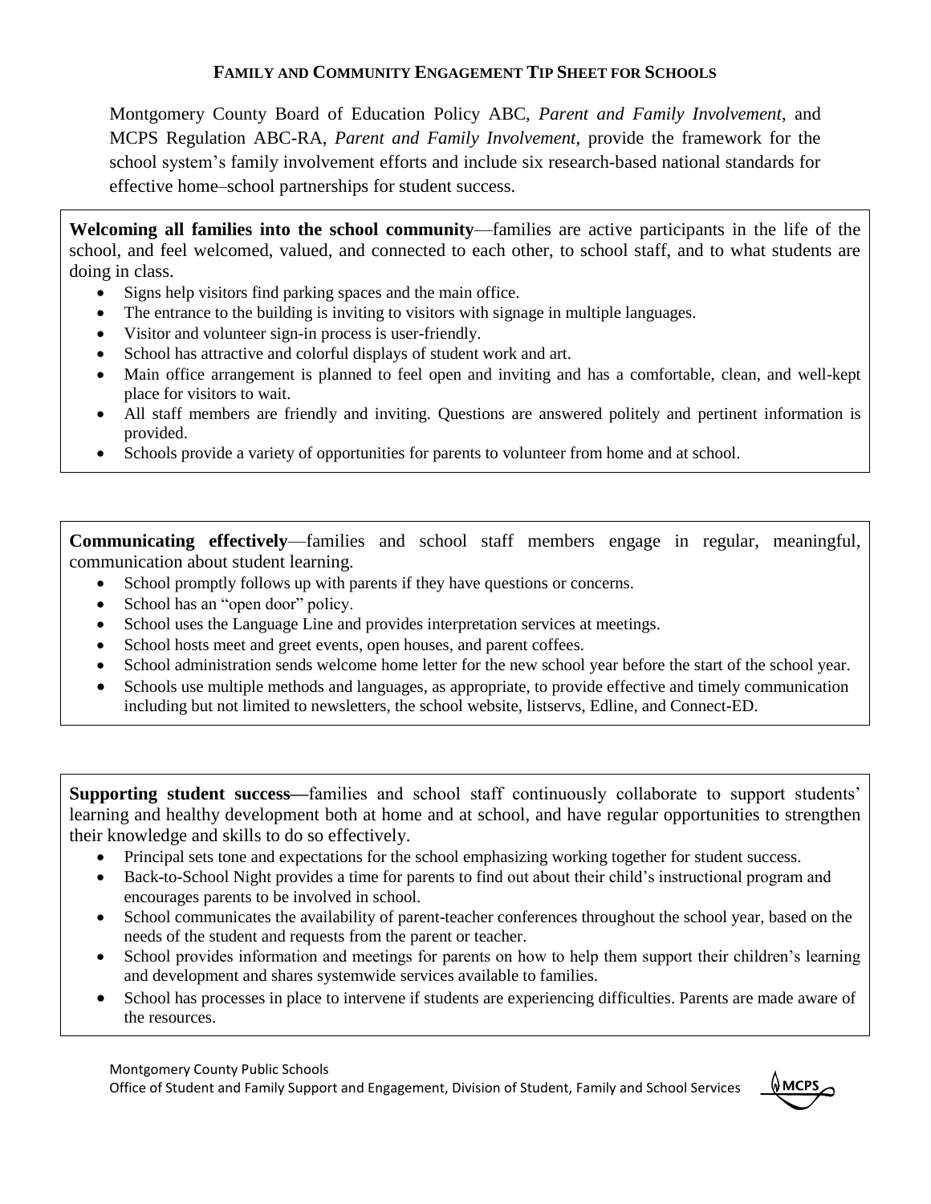# Family and Community Engagement Tip Sheet for Schools

Montgomery County Board of Education Policy ABC, *Parent and Family Involvement*, and MCPS Regulation ABC-RA, *Parent and Family Involvement*, provide the framework for the school system's family involvement efforts and include six research-based national standards for effective home–school partnerships for student success.

**Welcoming all families into the school community**—families are active participants in the life of the school, and feel welcomed, valued, and connected to each other, to school staff, and to what students are doing in class.

- Signs help visitors find parking spaces and the main office.
- The entrance to the building is inviting to visitors with signage in multiple languages.
- Visitor and volunteer sign-in process is user-friendly.
- School has attractive and colorful displays of student work and art.
- Main office arrangement is planned to feel open and inviting and has a comfortable, clean, and well-kept place for visitors to wait.
- All staff members are friendly and inviting. Questions are answered politely and pertinent information is provided.
- Schools provide a variety of opportunities for parents to volunteer from home and at school.

**Communicating effectively**—families and school staff members engage in regular, meaningful, communication about student learning.

- School promptly follows up with parents if they have questions or concerns.
- School has an "open door" policy.
- School uses the Language Line and provides interpretation services at meetings.
- School hosts meet and greet events, open houses, and parent coffees.
- School administration sends welcome home letter for the new school year before the start of the school year.
- Schools use multiple methods and languages, as appropriate, to provide effective and timely communication including but not limited to newsletters, the school website, listservs, Edline, and Connect-ED.

**Supporting student success—**families and school staff continuously collaborate to support students' learning and healthy development both at home and at school, and have regular opportunities to strengthen their knowledge and skills to do so effectively.

- Principal sets tone and expectations for the school emphasizing working together for student success.
- Back-to-School Night provides a time for parents to find out about their child's instructional program and encourages parents to be involved in school.
- School communicates the availability of parent-teacher conferences throughout the school year, based on the needs of the student and requests from the parent or teacher.
- School provides information and meetings for parents on how to help them support their children's learning and development and shares systemwide services available to families.
- School has processes in place to intervene if students are experiencing difficulties. Parents are made aware of the resources.

Montgomery County Public Schools
Office of Student and Family Support and Engagement, Division of Student, Family and School Services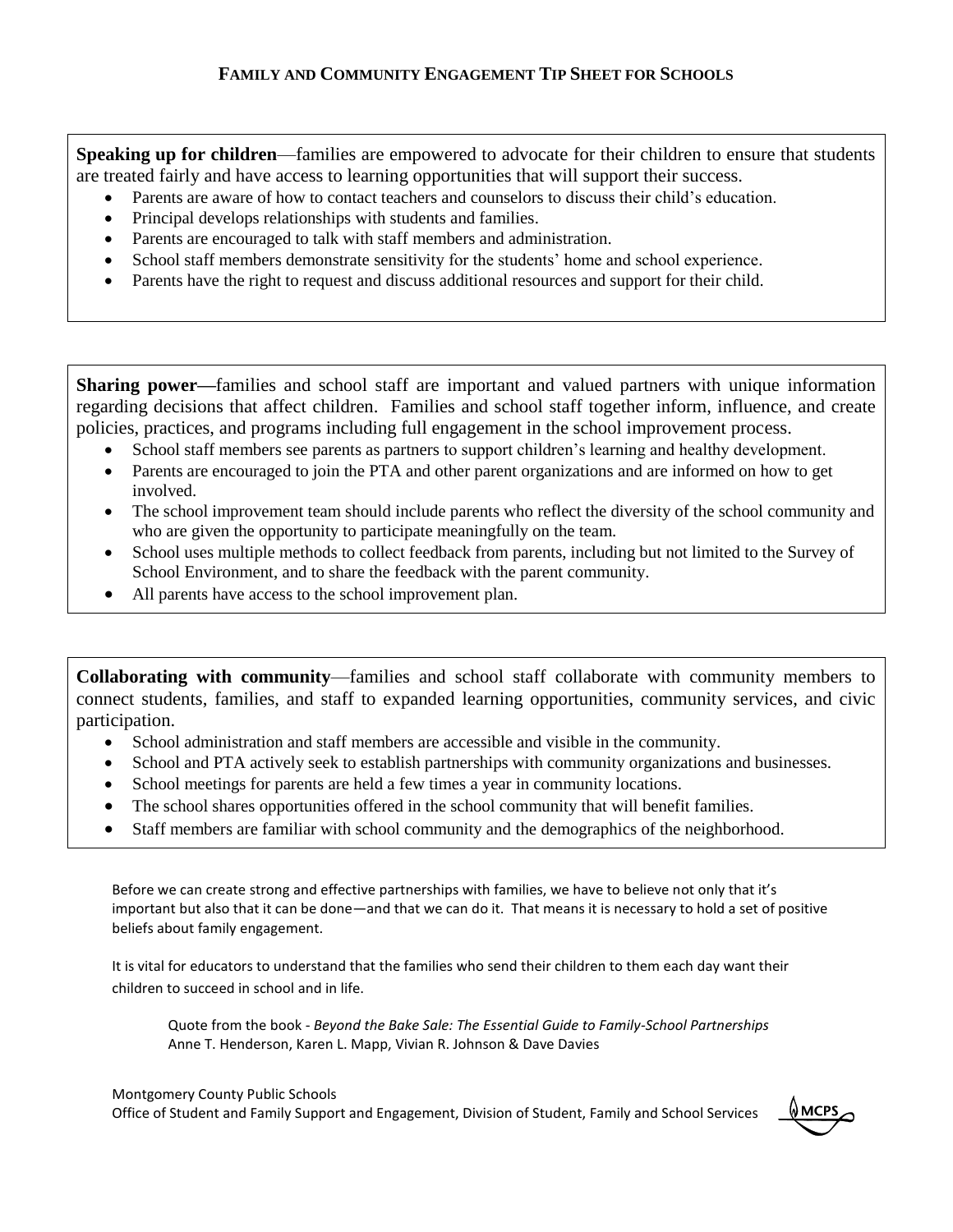## Family and Community Engagement Tip Sheet for Schools

**Speaking up for children**—families are empowered to advocate for their children to ensure that students are treated fairly and have access to learning opportunities that will support their success.

- Parents are aware of how to contact teachers and counselors to discuss their child's education.
- Principal develops relationships with students and families.
- Parents are encouraged to talk with staff members and administration.
- School staff members demonstrate sensitivity for the students' home and school experience.
- Parents have the right to request and discuss additional resources and support for their child.

**Sharing power—**families and school staff are important and valued partners with unique information regarding decisions that affect children. Families and school staff together inform, influence, and create policies, practices, and programs including full engagement in the school improvement process.

- School staff members see parents as partners to support children's learning and healthy development.
- Parents are encouraged to join the PTA and other parent organizations and are informed on how to get involved.
- The school improvement team should include parents who reflect the diversity of the school community and who are given the opportunity to participate meaningfully on the team.
- School uses multiple methods to collect feedback from parents, including but not limited to the Survey of School Environment, and to share the feedback with the parent community.
- All parents have access to the school improvement plan.

**Collaborating with community**—families and school staff collaborate with community members to connect students, families, and staff to expanded learning opportunities, community services, and civic participation.

- School administration and staff members are accessible and visible in the community.
- School and PTA actively seek to establish partnerships with community organizations and businesses.
- School meetings for parents are held a few times a year in community locations.
- The school shares opportunities offered in the school community that will benefit families.
- Staff members are familiar with school community and the demographics of the neighborhood.

Before we can create strong and effective partnerships with families, we have to believe not only that it's important but also that it can be done—and that we can do it. That means it is necessary to hold a set of positive beliefs about family engagement.

It is vital for educators to understand that the families who send their children to them each day want their children to succeed in school and in life.

Quote from the book - *Beyond the Bake Sale: The Essential Guide to Family-School Partnerships*
Anne T. Henderson, Karen L. Mapp, Vivian R. Johnson & Dave Davies

Montgomery County Public Schools
Office of Student and Family Support and Engagement, Division of Student, Family and School Services